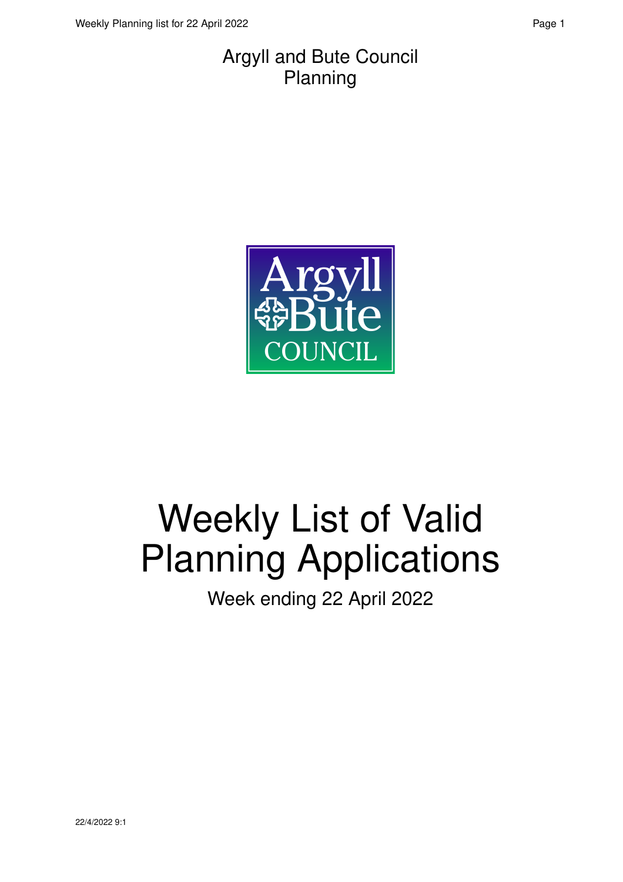Argyll and Bute Council
Planning

# Weekly List of Valid Planning Applications

Week ending 22 April 2022

22/4/2022 9:1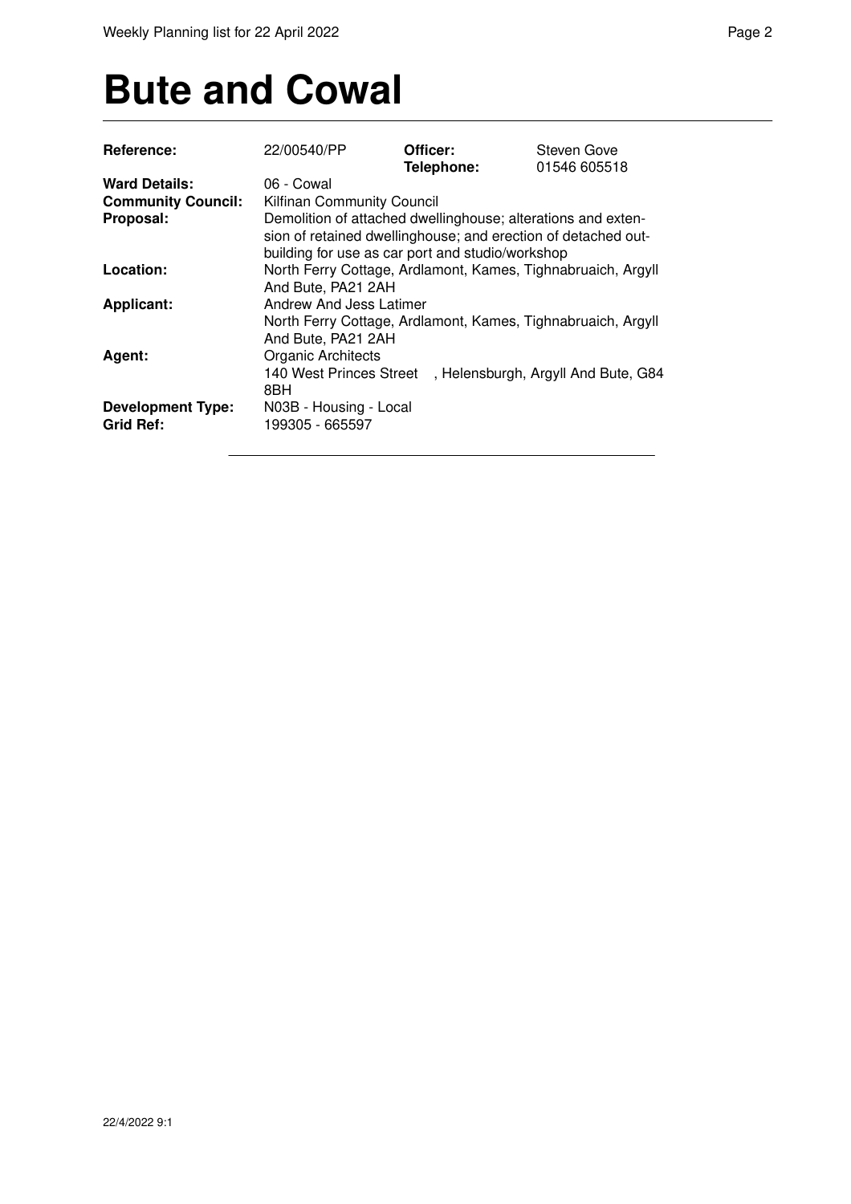# Bute and Cowal

| | | | |
|---|---|---|---|
| **Reference:** | 22/00540/PP | **Officer:** **Telephone:** | Steven Gove 01546 605518 |
| **Ward Details:** | 06 - Cowal | | |
| **Community Council:** | Kilfinan Community Council | | |
| **Proposal:** | Demolition of attached dwellinghouse; alterations and extension of retained dwellinghouse; and erection of detached outbuilding for use as car port and studio/workshop | | |
| **Location:** | North Ferry Cottage, Ardlamont, Kames, Tighnabruaich, Argyll And Bute, PA21 2AH | | |
| **Applicant:** | Andrew And Jess Latimer North Ferry Cottage, Ardlamont, Kames, Tighnabruaich, Argyll And Bute, PA21 2AH | | |
| **Agent:** | Organic Architects 140 West Princes Street , Helensburgh, Argyll And Bute, G84 8BH | | |
| **Development Type:** | N03B - Housing - Local | | |
| **Grid Ref:** | 199305 - 665597 | | |

22/4/2022 9:1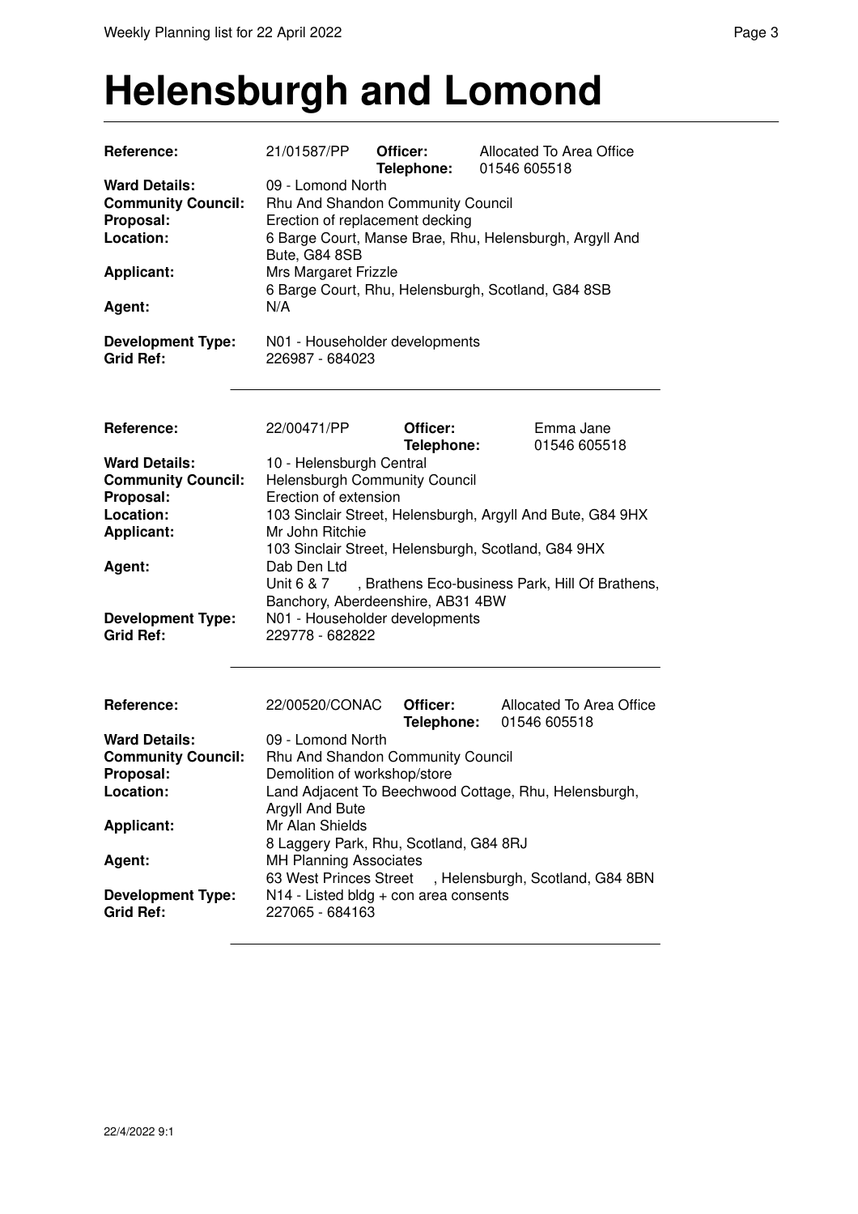# Helensburgh and Lomond

| | | | |
|---|---|---|---|
| **Reference:** | 21/01587/PP | **Officer:** **Telephone:** | Allocated To Area Office 01546 605518 |
| **Ward Details:** | 09 - Lomond North | | |
| **Community Council:** | Rhu And Shandon Community Council | | |
| **Proposal:** | Erection of replacement decking | | |
| **Location:** | 6 Barge Court, Manse Brae, Rhu, Helensburgh, Argyll And Bute, G84 8SB | | |
| **Applicant:** | Mrs Margaret Frizzle 6 Barge Court, Rhu, Helensburgh, Scotland, G84 8SB | | |
| **Agent:** | N/A | | |
| **Development Type:** | N01 - Householder developments | | |
| **Grid Ref:** | 226987 - 684023 | | |

---

| | | | |
|---|---|---|---|
| **Reference:** | 22/00471/PP | **Officer:** **Telephone:** | Emma Jane 01546 605518 |
| **Ward Details:** | 10 - Helensburgh Central | | |
| **Community Council:** | Helensburgh Community Council | | |
| **Proposal:** | Erection of extension | | |
| **Location:** | 103 Sinclair Street, Helensburgh, Argyll And Bute, G84 9HX | | |
| **Applicant:** | Mr John Ritchie 103 Sinclair Street, Helensburgh, Scotland, G84 9HX | | |
| **Agent:** | Dab Den Ltd Unit 6 & 7 , Brathens Eco-business Park, Hill Of Brathens, Banchory, Aberdeenshire, AB31 4BW | | |
| **Development Type:** | N01 - Householder developments | | |
| **Grid Ref:** | 229778 - 682822 | | |

---

| | | | |
|---|---|---|---|
| **Reference:** | 22/00520/CONAC | **Officer:** **Telephone:** | Allocated To Area Office 01546 605518 |
| **Ward Details:** | 09 - Lomond North | | |
| **Community Council:** | Rhu And Shandon Community Council | | |
| **Proposal:** | Demolition of workshop/store | | |
| **Location:** | Land Adjacent To Beechwood Cottage, Rhu, Helensburgh, Argyll And Bute | | |
| **Applicant:** | Mr Alan Shields 8 Laggery Park, Rhu, Scotland, G84 8RJ | | |
| **Agent:** | MH Planning Associates 63 West Princes Street , Helensburgh, Scotland, G84 8BN | | |
| **Development Type:** | N14 - Listed bldg + con area consents | | |
| **Grid Ref:** | 227065 - 684163 | | |

---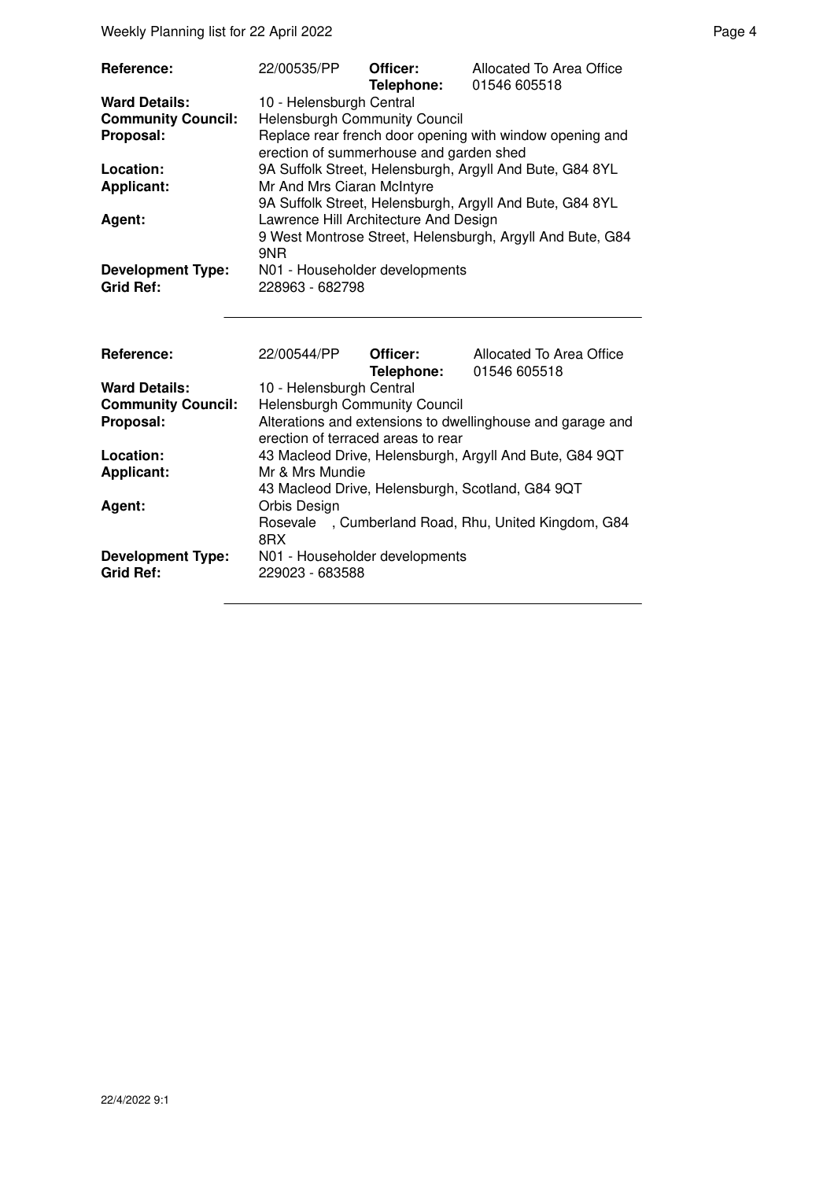| | | | |
|---|---|---|---|
| **Reference:** | 22/00535/PP | **Officer:** **Telephone:** | Allocated To Area Office 01546 605518 |
| **Ward Details:** | 10 - Helensburgh Central | | |
| **Community Council:** | Helensburgh Community Council | | |
| **Proposal:** | Replace rear french door opening with window opening and erection of summerhouse and garden shed | | |
| **Location:** | 9A Suffolk Street, Helensburgh, Argyll And Bute, G84 8YL | | |
| **Applicant:** | Mr And Mrs Ciaran McIntyre 9A Suffolk Street, Helensburgh, Argyll And Bute, G84 8YL | | |
| **Agent:** | Lawrence Hill Architecture And Design 9 West Montrose Street, Helensburgh, Argyll And Bute, G84 9NR | | |
| **Development Type:** | N01 - Householder developments | | |
| **Grid Ref:** | 228963 - 682798 | | |

| | | | |
|---|---|---|---|
| **Reference:** | 22/00544/PP | **Officer:** **Telephone:** | Allocated To Area Office 01546 605518 |
| **Ward Details:** | 10 - Helensburgh Central | | |
| **Community Council:** | Helensburgh Community Council | | |
| **Proposal:** | Alterations and extensions to dwellinghouse and garage and erection of terraced areas to rear | | |
| **Location:** | 43 Macleod Drive, Helensburgh, Argyll And Bute, G84 9QT | | |
| **Applicant:** | Mr & Mrs Mundie 43 Macleod Drive, Helensburgh, Scotland, G84 9QT | | |
| **Agent:** | Orbis Design Rosevale , Cumberland Road, Rhu, United Kingdom, G84 8RX | | |
| **Development Type:** | N01 - Householder developments | | |
| **Grid Ref:** | 229023 - 683588 | | |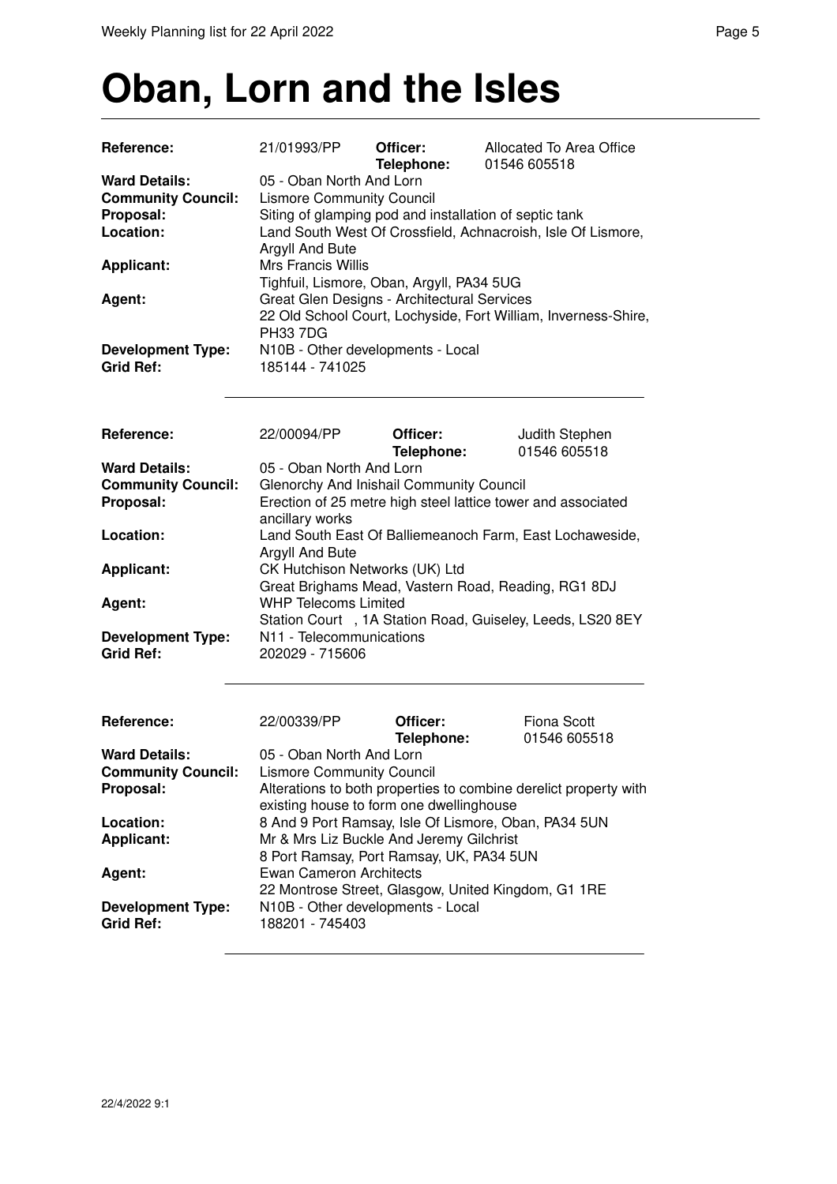# Oban, Lorn and the Isles

| | | | |
|---|---|---|---|
| **Reference:** | 21/01993/PP | **Officer:** **Telephone:** | Allocated To Area Office 01546 605518 |
| **Ward Details:** | 05 - Oban North And Lorn | | |
| **Community Council:** | Lismore Community Council | | |
| **Proposal:** | Siting of glamping pod and installation of septic tank | | |
| **Location:** | Land South West Of Crossfield, Achnacroish, Isle Of Lismore, Argyll And Bute | | |
| **Applicant:** | Mrs Francis Willis Tighfuil, Lismore, Oban, Argyll, PA34 5UG | | |
| **Agent:** | Great Glen Designs - Architectural Services 22 Old School Court, Lochyside, Fort William, Inverness-Shire, PH33 7DG | | |
| **Development Type:** | N10B - Other developments - Local | | |
| **Grid Ref:** | 185144 - 741025 | | |

| | | | |
|---|---|---|---|
| **Reference:** | 22/00094/PP | **Officer:** **Telephone:** | Judith Stephen 01546 605518 |
| **Ward Details:** | 05 - Oban North And Lorn | | |
| **Community Council:** | Glenorchy And Inishail Community Council | | |
| **Proposal:** | Erection of 25 metre high steel lattice tower and associated ancillary works | | |
| **Location:** | Land South East Of Balliemeanoch Farm, East Lochaweside, Argyll And Bute | | |
| **Applicant:** | CK Hutchison Networks (UK) Ltd Great Brighams Mead, Vastern Road, Reading, RG1 8DJ | | |
| **Agent:** | WHP Telecoms Limited Station Court , 1A Station Road, Guiseley, Leeds, LS20 8EY | | |
| **Development Type:** | N11 - Telecommunications | | |
| **Grid Ref:** | 202029 - 715606 | | |

| | | | |
|---|---|---|---|
| **Reference:** | 22/00339/PP | **Officer:** **Telephone:** | Fiona Scott 01546 605518 |
| **Ward Details:** | 05 - Oban North And Lorn | | |
| **Community Council:** | Lismore Community Council | | |
| **Proposal:** | Alterations to both properties to combine derelict property with existing house to form one dwellinghouse | | |
| **Location:** | 8 And 9 Port Ramsay, Isle Of Lismore, Oban, PA34 5UN | | |
| **Applicant:** | Mr & Mrs Liz Buckle And Jeremy Gilchrist 8 Port Ramsay, Port Ramsay, UK, PA34 5UN | | |
| **Agent:** | Ewan Cameron Architects 22 Montrose Street, Glasgow, United Kingdom, G1 1RE | | |
| **Development Type:** | N10B - Other developments - Local | | |
| **Grid Ref:** | 188201 - 745403 | | |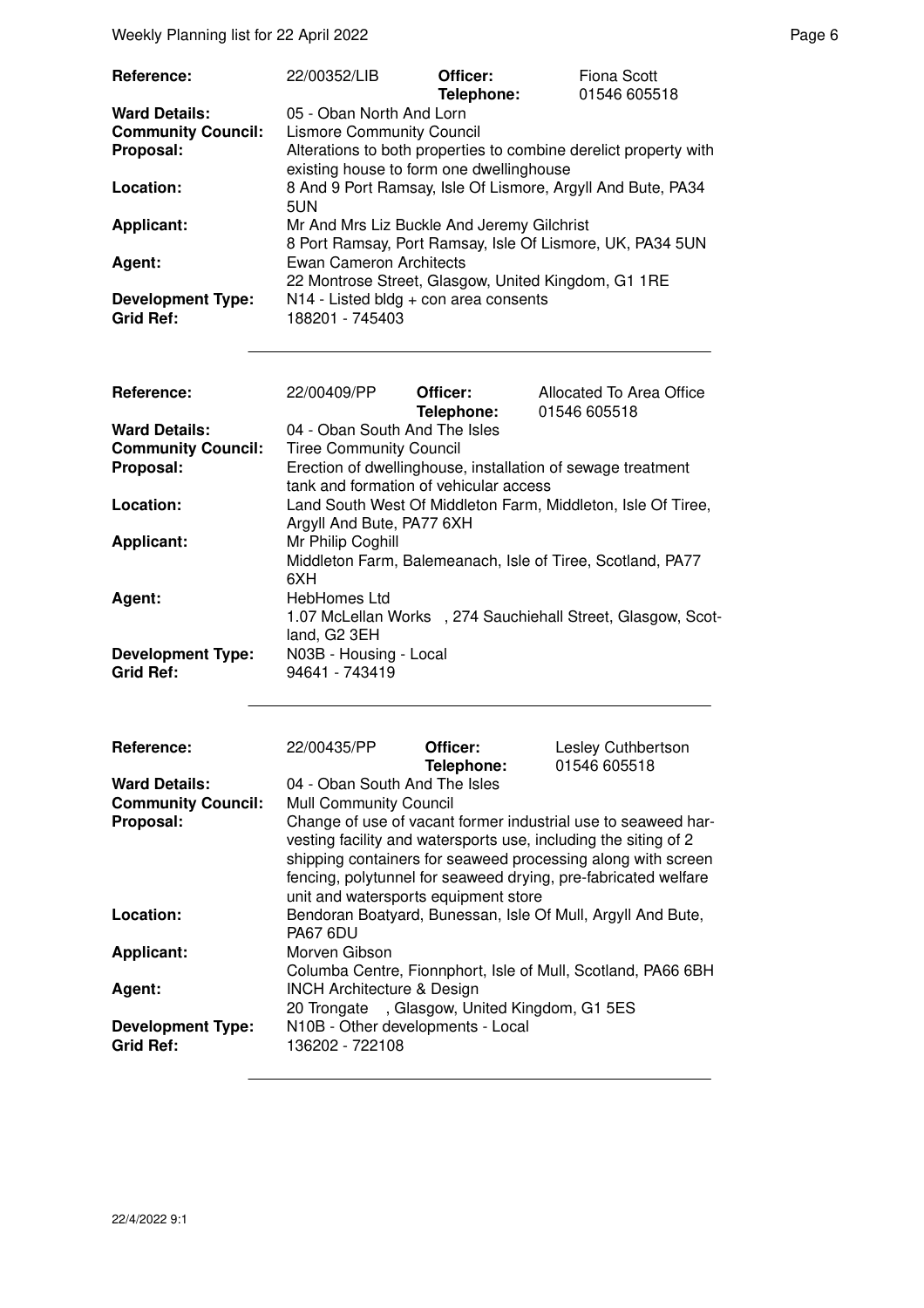| | | | |
|---|---|---|---|
| **Reference:** | 22/00352/LIB | **Officer:** | Fiona Scott |
| | | **Telephone:** | 01546 605518 |
| **Ward Details:** | 05 - Oban North And Lorn | | |
| **Community Council:** | Lismore Community Council | | |
| **Proposal:** | Alterations to both properties to combine derelict property with existing house to form one dwellinghouse | | |
| **Location:** | 8 And 9 Port Ramsay, Isle Of Lismore, Argyll And Bute, PA34 5UN | | |
| **Applicant:** | Mr And Mrs Liz Buckle And Jeremy Gilchrist<br>8 Port Ramsay, Port Ramsay, Isle Of Lismore, UK, PA34 5UN | | |
| **Agent:** | Ewan Cameron Architects<br>22 Montrose Street, Glasgow, United Kingdom, G1 1RE | | |
| **Development Type:** | N14 - Listed bldg + con area consents | | |
| **Grid Ref:** | 188201 - 745403 | | |

| | | | |
|---|---|---|---|
| **Reference:** | 22/00409/PP | **Officer:** | Allocated To Area Office |
| | | **Telephone:** | 01546 605518 |
| **Ward Details:** | 04 - Oban South And The Isles | | |
| **Community Council:** | Tiree Community Council | | |
| **Proposal:** | Erection of dwellinghouse, installation of sewage treatment tank and formation of vehicular access | | |
| **Location:** | Land South West Of Middleton Farm, Middleton, Isle Of Tiree, Argyll And Bute, PA77 6XH | | |
| **Applicant:** | Mr Philip Coghill<br>Middleton Farm, Balemeanach, Isle of Tiree, Scotland, PA77 6XH | | |
| **Agent:** | HebHomes Ltd<br>1.07 McLellan Works , 274 Sauchiehall Street, Glasgow, Scotland, G2 3EH | | |
| **Development Type:** | N03B - Housing - Local | | |
| **Grid Ref:** | 94641 - 743419 | | |

| | | | |
|---|---|---|---|
| **Reference:** | 22/00435/PP | **Officer:** | Lesley Cuthbertson |
| | | **Telephone:** | 01546 605518 |
| **Ward Details:** | 04 - Oban South And The Isles | | |
| **Community Council:** | Mull Community Council | | |
| **Proposal:** | Change of use of vacant former industrial use to seaweed harvesting facility and watersports use, including the siting of 2 shipping containers for seaweed processing along with screen fencing, polytunnel for seaweed drying, pre-fabricated welfare unit and watersports equipment store | | |
| **Location:** | Bendoran Boatyard, Bunessan, Isle Of Mull, Argyll And Bute, PA67 6DU | | |
| **Applicant:** | Morven Gibson<br>Columba Centre, Fionnphort, Isle of Mull, Scotland, PA66 6BH | | |
| **Agent:** | INCH Architecture & Design<br>20 Trongate , Glasgow, United Kingdom, G1 5ES | | |
| **Development Type:** | N10B - Other developments - Local | | |
| **Grid Ref:** | 136202 - 722108 | | |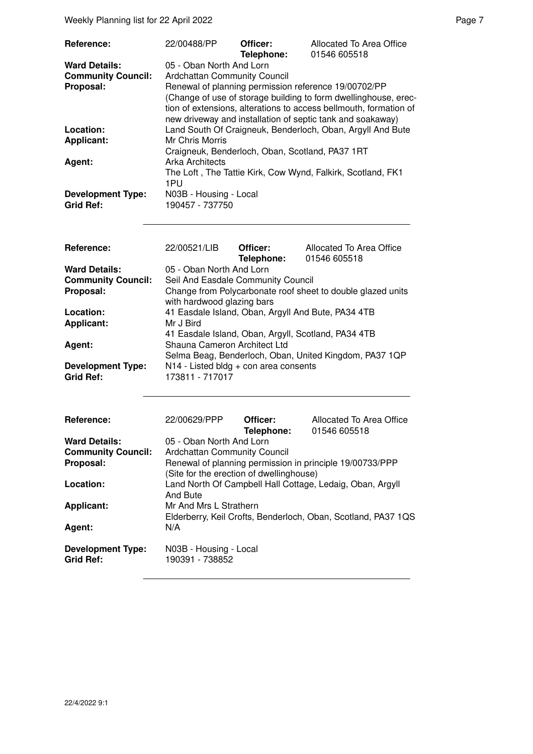| | | | |
|---|---|---|---|
| **Reference:** | 22/00488/PP | **Officer:** **Telephone:** | Allocated To Area Office 01546 605518 |
| **Ward Details:** | 05 - Oban North And Lorn | | |
| **Community Council:** | Ardchattan Community Council | | |
| **Proposal:** | Renewal of planning permission reference 19/00702/PP (Change of use of storage building to form dwellinghouse, erection of extensions, alterations to access bellmouth, formation of new driveway and installation of septic tank and soakaway) | | |
| **Location:** | Land South Of Craigneuk, Benderloch, Oban, Argyll And Bute | | |
| **Applicant:** | Mr Chris Morris<br>Craigneuk, Benderloch, Oban, Scotland, PA37 1RT | | |
| **Agent:** | Arka Architects<br>The Loft , The Tattie Kirk, Cow Wynd, Falkirk, Scotland, FK1 1PU | | |
| **Development Type:** | N03B - Housing - Local | | |
| **Grid Ref:** | 190457 - 737750 | | |

| | | | |
|---|---|---|---|
| **Reference:** | 22/00521/LIB | **Officer:** **Telephone:** | Allocated To Area Office 01546 605518 |
| **Ward Details:** | 05 - Oban North And Lorn | | |
| **Community Council:** | Seil And Easdale Community Council | | |
| **Proposal:** | Change from Polycarbonate roof sheet to double glazed units with hardwood glazing bars | | |
| **Location:** | 41 Easdale Island, Oban, Argyll And Bute, PA34 4TB | | |
| **Applicant:** | Mr J Bird<br>41 Easdale Island, Oban, Argyll, Scotland, PA34 4TB | | |
| **Agent:** | Shauna Cameron Architect Ltd<br>Selma Beag, Benderloch, Oban, United Kingdom, PA37 1QP | | |
| **Development Type:** | N14 - Listed bldg + con area consents | | |
| **Grid Ref:** | 173811 - 717017 | | |

| | | | |
|---|---|---|---|
| **Reference:** | 22/00629/PPP | **Officer:** **Telephone:** | Allocated To Area Office 01546 605518 |
| **Ward Details:** | 05 - Oban North And Lorn | | |
| **Community Council:** | Ardchattan Community Council | | |
| **Proposal:** | Renewal of planning permission in principle 19/00733/PPP (Site for the erection of dwellinghouse) | | |
| **Location:** | Land North Of Campbell Hall Cottage, Ledaig, Oban, Argyll And Bute | | |
| **Applicant:** | Mr And Mrs L Strathern<br>Elderberry, Keil Crofts, Benderloch, Oban, Scotland, PA37 1QS | | |
| **Agent:** | N/A | | |
| **Development Type:** | N03B - Housing - Local | | |
| **Grid Ref:** | 190391 - 738852 | | |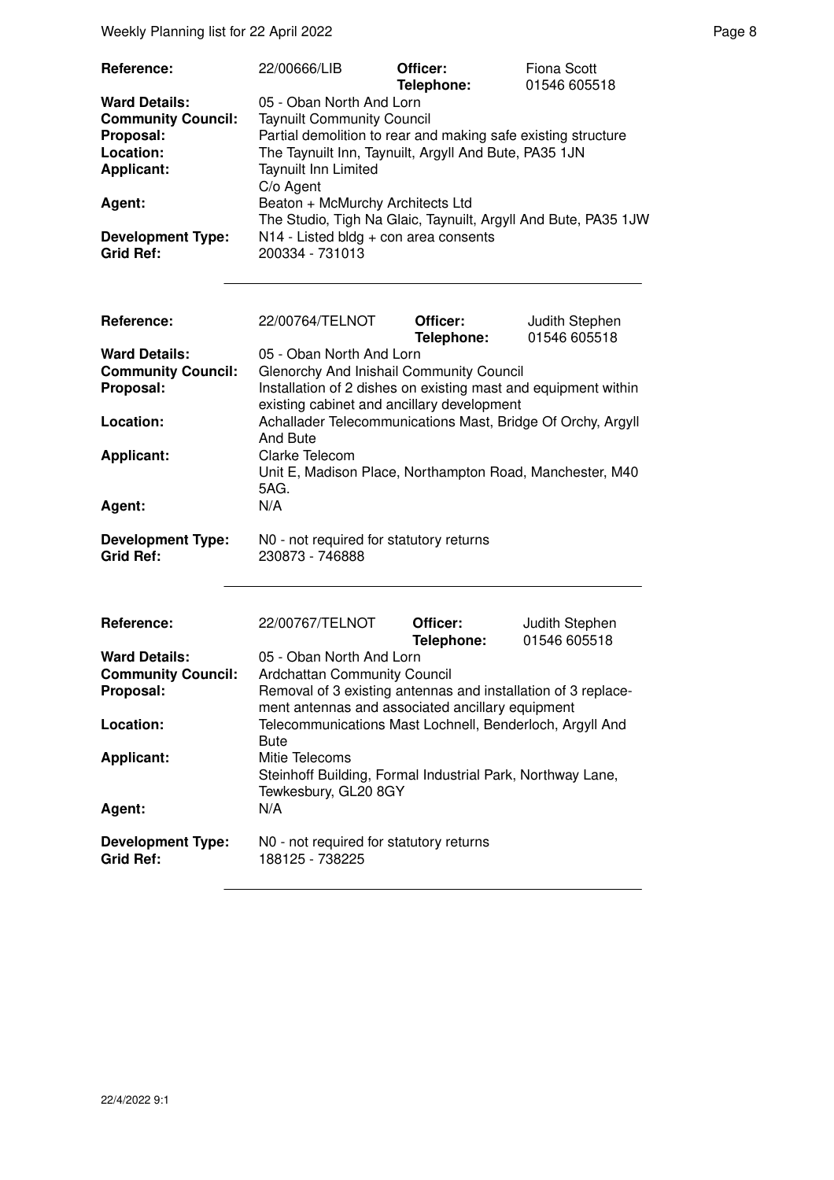| | | | |
|---|---|---|---|
| **Reference:** | 22/00666/LIB | **Officer:** **Telephone:** | Fiona Scott 01546 605518 |
| **Ward Details:** | 05 - Oban North And Lorn | | |
| **Community Council:** | Taynuilt Community Council | | |
| **Proposal:** | Partial demolition to rear and making safe existing structure | | |
| **Location:** | The Taynuilt Inn, Taynuilt, Argyll And Bute, PA35 1JN | | |
| **Applicant:** | Taynuilt Inn Limited C/o Agent | | |
| **Agent:** | Beaton + McMurchy Architects Ltd The Studio, Tigh Na Glaic, Taynuilt, Argyll And Bute, PA35 1JW | | |
| **Development Type:** | N14 - Listed bldg + con area consents | | |
| **Grid Ref:** | 200334 - 731013 | | |

| | | | |
|---|---|---|---|
| **Reference:** | 22/00764/TELNOT | **Officer:** **Telephone:** | Judith Stephen 01546 605518 |
| **Ward Details:** | 05 - Oban North And Lorn | | |
| **Community Council:** | Glenorchy And Inishail Community Council | | |
| **Proposal:** | Installation of 2 dishes on existing mast and equipment within existing cabinet and ancillary development | | |
| **Location:** | Achallader Telecommunications Mast, Bridge Of Orchy, Argyll And Bute | | |
| **Applicant:** | Clarke Telecom Unit E, Madison Place, Northampton Road, Manchester, M40 5AG. | | |
| **Agent:** | N/A | | |
| **Development Type:** | N0 - not required for statutory returns | | |
| **Grid Ref:** | 230873 - 746888 | | |

| | | | |
|---|---|---|---|
| **Reference:** | 22/00767/TELNOT | **Officer:** **Telephone:** | Judith Stephen 01546 605518 |
| **Ward Details:** | 05 - Oban North And Lorn | | |
| **Community Council:** | Ardchattan Community Council | | |
| **Proposal:** | Removal of 3 existing antennas and installation of 3 replacement antennas and associated ancillary equipment | | |
| **Location:** | Telecommunications Mast Lochnell, Benderloch, Argyll And Bute | | |
| **Applicant:** | Mitie Telecoms Steinhoff Building, Formal Industrial Park, Northway Lane, Tewkesbury, GL20 8GY | | |
| **Agent:** | N/A | | |
| **Development Type:** | N0 - not required for statutory returns | | |
| **Grid Ref:** | 188125 - 738225 | | |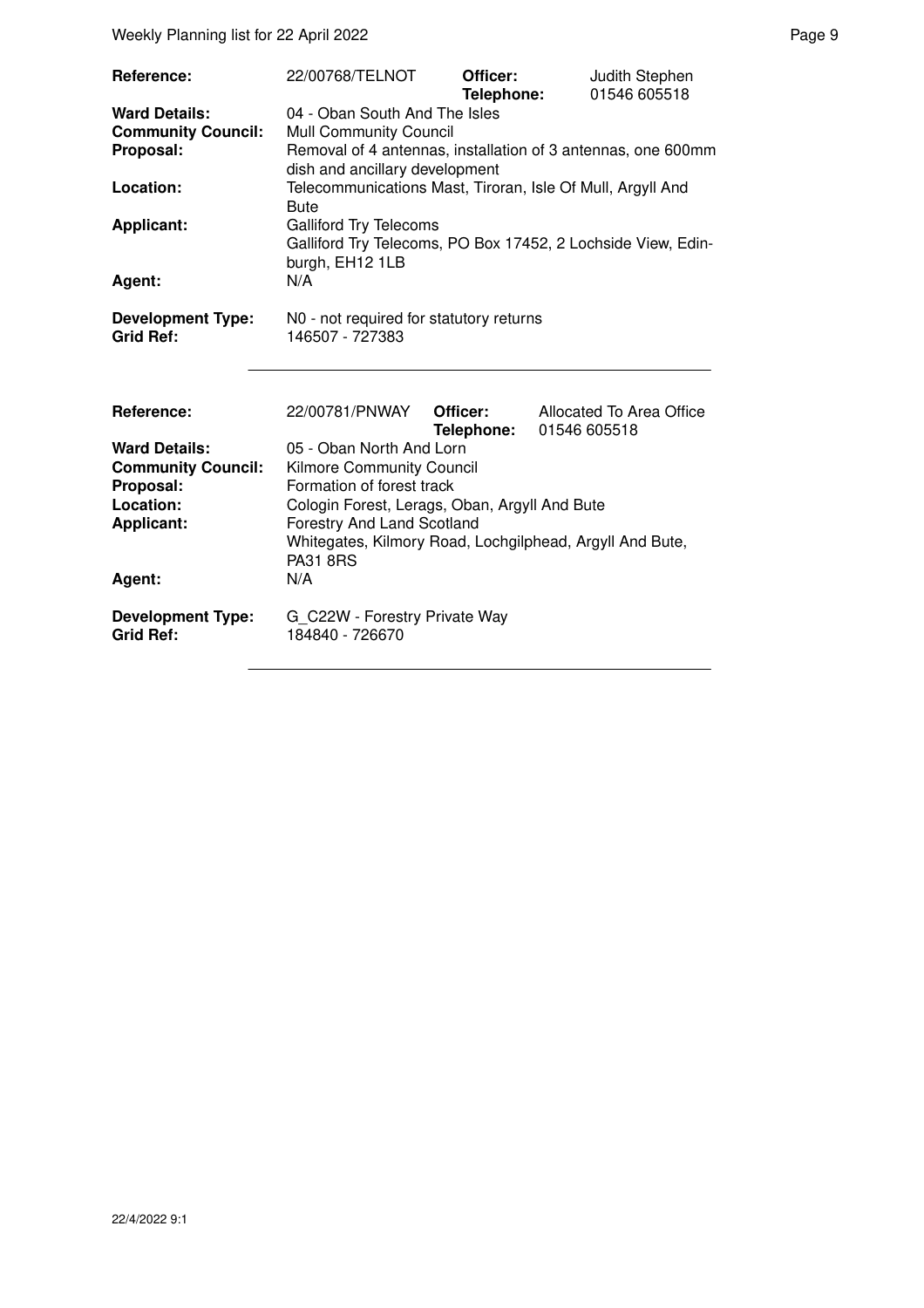| | | | |
|---|---|---|---|
| **Reference:** | 22/00768/TELNOT | **Officer:** **Telephone:** | Judith Stephen 01546 605518 |
| **Ward Details:** | 04 - Oban South And The Isles | | |
| **Community Council:** | Mull Community Council | | |
| **Proposal:** | Removal of 4 antennas, installation of 3 antennas, one 600mm dish and ancillary development | | |
| **Location:** | Telecommunications Mast, Tiroran, Isle Of Mull, Argyll And Bute | | |
| **Applicant:** | Galliford Try Telecoms<br>Galliford Try Telecoms, PO Box 17452, 2 Lochside View, Edinburgh, EH12 1LB | | |
| **Agent:** | N/A | | |
| **Development Type:** | N0 - not required for statutory returns | | |
| **Grid Ref:** | 146507 - 727383 | | |

| | | | |
|---|---|---|---|
| **Reference:** | 22/00781/PNWAY | **Officer:** **Telephone:** | Allocated To Area Office 01546 605518 |
| **Ward Details:** | 05 - Oban North And Lorn | | |
| **Community Council:** | Kilmore Community Council | | |
| **Proposal:** | Formation of forest track | | |
| **Location:** | Cologin Forest, Lerags, Oban, Argyll And Bute | | |
| **Applicant:** | Forestry And Land Scotland<br>Whitegates, Kilmory Road, Lochgilphead, Argyll And Bute, PA31 8RS | | |
| **Agent:** | N/A | | |
| **Development Type:** | G_C22W - Forestry Private Way | | |
| **Grid Ref:** | 184840 - 726670 | | |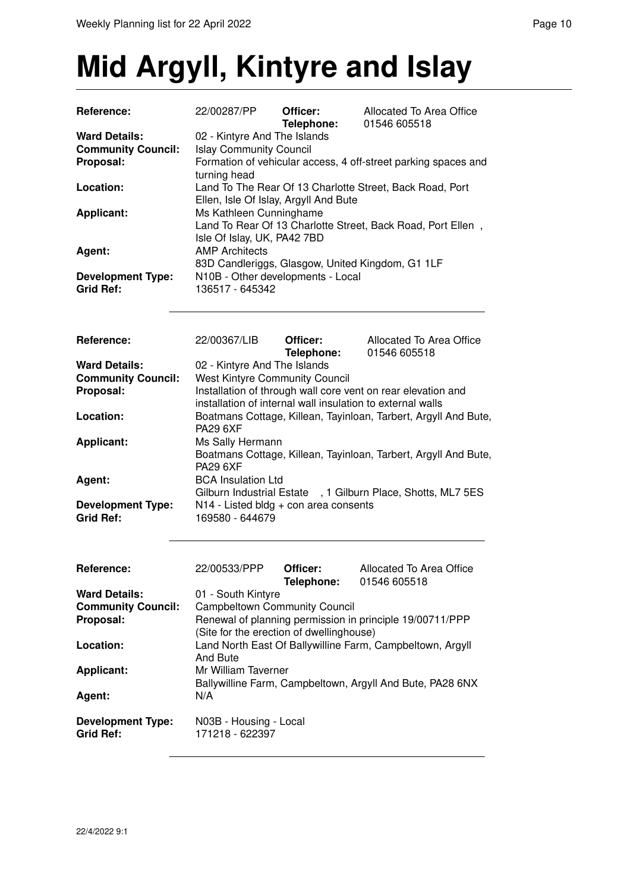# Mid Argyll, Kintyre and Islay

| | | | |
|---|---|---|---|
| **Reference:** | 22/00287/PP | **Officer:** **Telephone:** | Allocated To Area Office 01546 605518 |
| **Ward Details:** | 02 - Kintyre And The Islands | | |
| **Community Council:** | Islay Community Council | | |
| **Proposal:** | Formation of vehicular access, 4 off-street parking spaces and turning head | | |
| **Location:** | Land To The Rear Of 13 Charlotte Street, Back Road, Port Ellen, Isle Of Islay, Argyll And Bute | | |
| **Applicant:** | Ms Kathleen Cunninghame Land To Rear Of 13 Charlotte Street, Back Road, Port Ellen , Isle Of Islay, UK, PA42 7BD | | |
| **Agent:** | AMP Architects 83D Candleriggs, Glasgow, United Kingdom, G1 1LF | | |
| **Development Type:** | N10B - Other developments - Local | | |
| **Grid Ref:** | 136517 - 645342 | | |

| | | | |
|---|---|---|---|
| **Reference:** | 22/00367/LIB | **Officer:** **Telephone:** | Allocated To Area Office 01546 605518 |
| **Ward Details:** | 02 - Kintyre And The Islands | | |
| **Community Council:** | West Kintyre Community Council | | |
| **Proposal:** | Installation of through wall core vent on rear elevation and installation of internal wall insulation to external walls | | |
| **Location:** | Boatmans Cottage, Killean, Tayinloan, Tarbert, Argyll And Bute, PA29 6XF | | |
| **Applicant:** | Ms Sally Hermann Boatmans Cottage, Killean, Tayinloan, Tarbert, Argyll And Bute, PA29 6XF | | |
| **Agent:** | BCA Insulation Ltd Gilburn Industrial Estate , 1 Gilburn Place, Shotts, ML7 5ES | | |
| **Development Type:** | N14 - Listed bldg + con area consents | | |
| **Grid Ref:** | 169580 - 644679 | | |

| | | | |
|---|---|---|---|
| **Reference:** | 22/00533/PPP | **Officer:** **Telephone:** | Allocated To Area Office 01546 605518 |
| **Ward Details:** | 01 - South Kintyre | | |
| **Community Council:** | Campbeltown Community Council | | |
| **Proposal:** | Renewal of planning permission in principle 19/00711/PPP (Site for the erection of dwellinghouse) | | |
| **Location:** | Land North East Of Ballywilline Farm, Campbeltown, Argyll And Bute | | |
| **Applicant:** | Mr William Taverner Ballywilline Farm, Campbeltown, Argyll And Bute, PA28 6NX | | |
| **Agent:** | N/A | | |
| **Development Type:** | N03B - Housing - Local | | |
| **Grid Ref:** | 171218 - 622397 | | |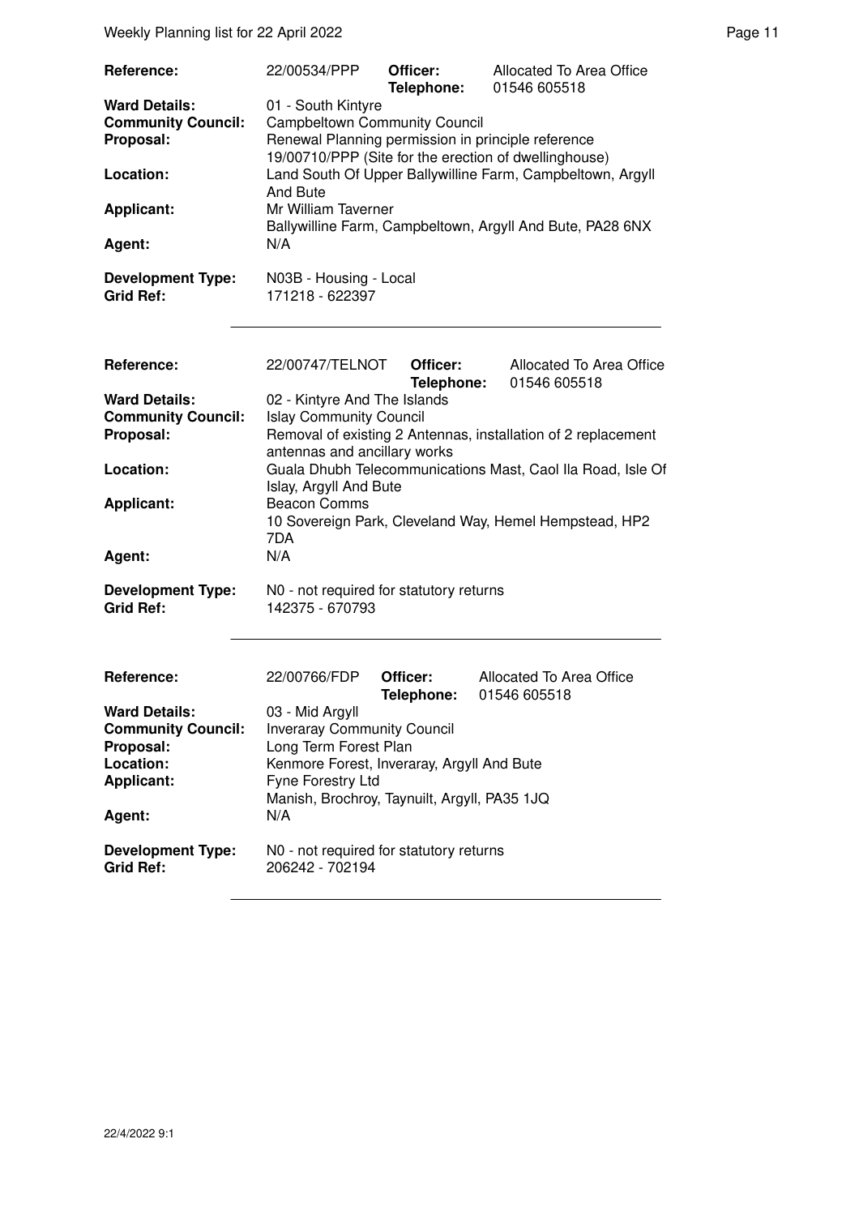| | | | |
|---|---|---|---|
| **Reference:** | 22/00534/PPP | **Officer:** **Telephone:** | Allocated To Area Office 01546 605518 |
| **Ward Details:** | 01 - South Kintyre | | |
| **Community Council:** | Campbeltown Community Council | | |
| **Proposal:** | Renewal Planning permission in principle reference 19/00710/PPP (Site for the erection of dwellinghouse) | | |
| **Location:** | Land South Of Upper Ballywilline Farm, Campbeltown, Argyll And Bute | | |
| **Applicant:** | Mr William Taverner Ballywilline Farm, Campbeltown, Argyll And Bute, PA28 6NX | | |
| **Agent:** | N/A | | |
| **Development Type:** | N03B - Housing - Local | | |
| **Grid Ref:** | 171218 - 622397 | | |

| | | | |
|---|---|---|---|
| **Reference:** | 22/00747/TELNOT | **Officer:** **Telephone:** | Allocated To Area Office 01546 605518 |
| **Ward Details:** | 02 - Kintyre And The Islands | | |
| **Community Council:** | Islay Community Council | | |
| **Proposal:** | Removal of existing 2 Antennas, installation of 2 replacement antennas and ancillary works | | |
| **Location:** | Guala Dhubh Telecommunications Mast, Caol Ila Road, Isle Of Islay, Argyll And Bute | | |
| **Applicant:** | Beacon Comms 10 Sovereign Park, Cleveland Way, Hemel Hempstead, HP2 7DA | | |
| **Agent:** | N/A | | |
| **Development Type:** | N0 - not required for statutory returns | | |
| **Grid Ref:** | 142375 - 670793 | | |

| | | | |
|---|---|---|---|
| **Reference:** | 22/00766/FDP | **Officer:** **Telephone:** | Allocated To Area Office 01546 605518 |
| **Ward Details:** | 03 - Mid Argyll | | |
| **Community Council:** | Inveraray Community Council | | |
| **Proposal:** | Long Term Forest Plan | | |
| **Location:** | Kenmore Forest, Inveraray, Argyll And Bute | | |
| **Applicant:** | Fyne Forestry Ltd Manish, Brochroy, Taynuilt, Argyll, PA35 1JQ | | |
| **Agent:** | N/A | | |
| **Development Type:** | N0 - not required for statutory returns | | |
| **Grid Ref:** | 206242 - 702194 | | |